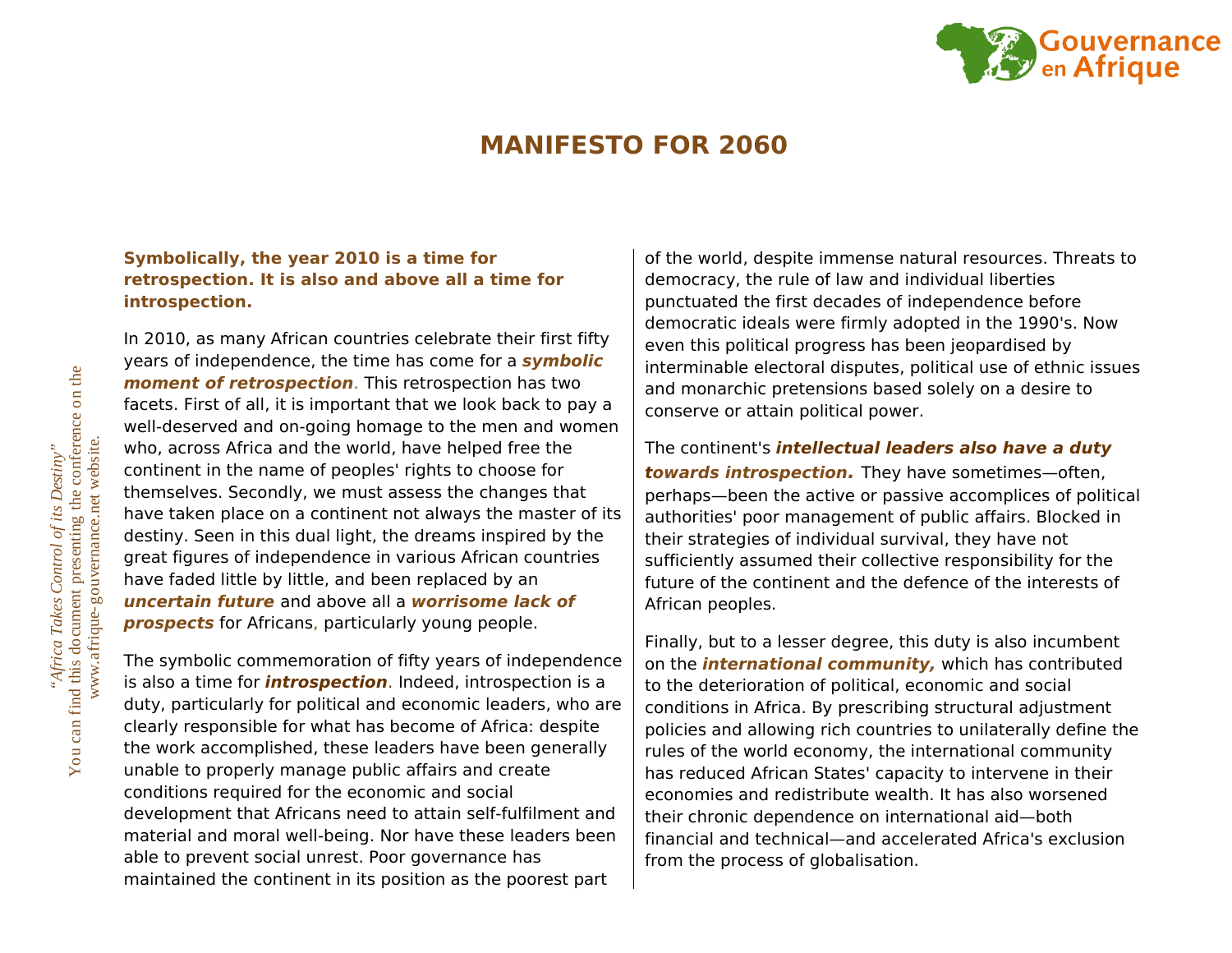# MANIFESTO FOR 2060

**Symbolically, the year 2010 is a time for retrospection. It is also and above all a time for introspection.**

In 2010, as many African countries celebrate their first fifty years of independence, the time has come for a ***symbolic moment of retrospection***. This retrospection has two facets. First of all, it is important that we look back to pay a well-deserved and on-going homage to the men and women who, across Africa and the world, have helped free the continent in the name of peoples' rights to choose for themselves. Secondly, we must assess the changes that have taken place on a continent not always the master of its destiny. Seen in this dual light, the dreams inspired by the great figures of independence in various African countries have faded little by little, and been replaced by an ***uncertain future*** and above all a ***worrisome lack of prospects*** for Africans, particularly young people.

The symbolic commemoration of fifty years of independence is also a time for ***introspection***. Indeed, introspection is a duty, particularly for political and economic leaders, who are clearly responsible for what has become of Africa: despite the work accomplished, these leaders have been generally unable to properly manage public affairs and create conditions required for the economic and social development that Africans need to attain self-fulfilment and material and moral well-being. Nor have these leaders been able to prevent social unrest. Poor governance has maintained the continent in its position as the poorest part of the world, despite immense natural resources. Threats to democracy, the rule of law and individual liberties punctuated the first decades of independence before democratic ideals were firmly adopted in the 1990's. Now even this political progress has been jeopardised by interminable electoral disputes, political use of ethnic issues and monarchic pretensions based solely on a desire to conserve or attain political power.

The continent's ***intellectual leaders also have a duty towards introspection.*** They have sometimes—often, perhaps—been the active or passive accomplices of political authorities' poor management of public affairs. Blocked in their strategies of individual survival, they have not sufficiently assumed their collective responsibility for the future of the continent and the defence of the interests of African peoples.

Finally, but to a lesser degree, this duty is also incumbent on the ***international community,*** which has contributed to the deterioration of political, economic and social conditions in Africa. By prescribing structural adjustment policies and allowing rich countries to unilaterally define the rules of the world economy, the international community has reduced African States' capacity to intervene in their economies and redistribute wealth. It has also worsened their chronic dependence on international aid—both financial and technical—and accelerated Africa's exclusion from the process of globalisation.

*"Africa Takes Control of its Destiny"*
You can find this document presenting the conference on the www.afrique-gouvernance.net website.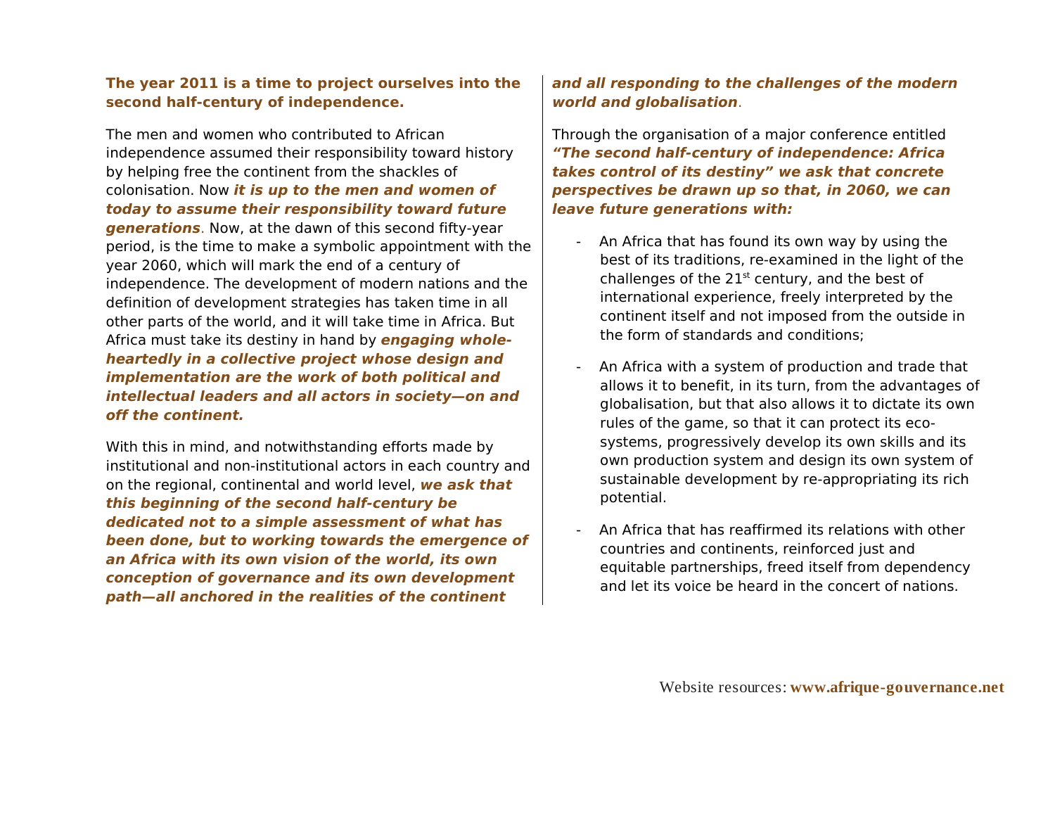**The year 2011 is a time to project ourselves into the second half-century of independence.**

The men and women who contributed to African independence assumed their responsibility toward history by helping free the continent from the shackles of colonisation. Now ***it is up to the men and women of today to assume their responsibility toward future generations***. Now, at the dawn of this second fifty-year period, is the time to make a symbolic appointment with the year 2060, which will mark the end of a century of independence. The development of modern nations and the definition of development strategies has taken time in all other parts of the world, and it will take time in Africa. But Africa must take its destiny in hand by ***engaging whole-heartedly in a collective project whose design and implementation are the work of both political and intellectual leaders and all actors in society—on and off the continent.***

With this in mind, and notwithstanding efforts made by institutional and non-institutional actors in each country and on the regional, continental and world level, ***we ask that this beginning of the second half-century be dedicated not to a simple assessment of what has been done, but to working towards the emergence of an Africa with its own vision of the world, its own conception of governance and its own development path—all anchored in the realities of the continent and all responding to the challenges of the modern world and globalisation***.

Through the organisation of a major conference entitled ***"The second half-century of independence: Africa takes control of its destiny" we ask that concrete perspectives be drawn up so that, in 2060, we can leave future generations with:***

- An Africa that has found its own way by using the best of its traditions, re-examined in the light of the challenges of the 21st century, and the best of international experience, freely interpreted by the continent itself and not imposed from the outside in the form of standards and conditions;
- An Africa with a system of production and trade that allows it to benefit, in its turn, from the advantages of globalisation, but that also allows it to dictate its own rules of the game, so that it can protect its eco-systems, progressively develop its own skills and its own production system and design its own system of sustainable development by re-appropriating its rich potential.
- An Africa that has reaffirmed its relations with other countries and continents, reinforced just and equitable partnerships, freed itself from dependency and let its voice be heard in the concert of nations.

Website resources: **www.afrique-gouvernance.net**